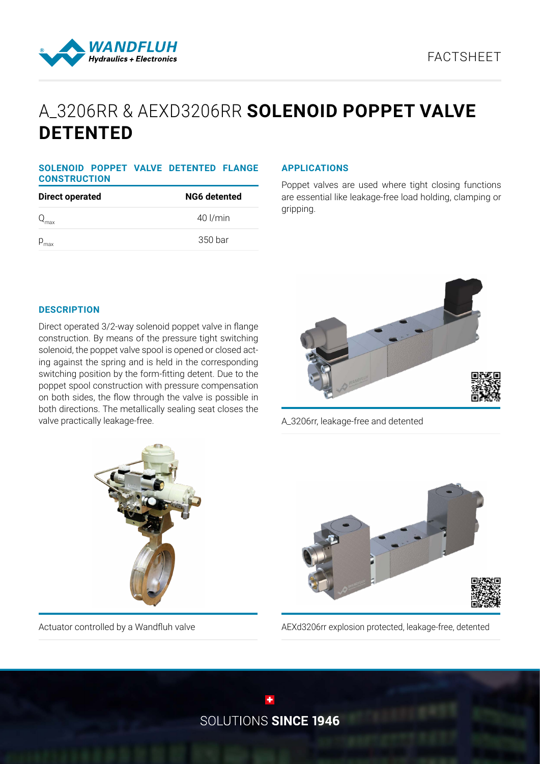FACTSHEET

# A_3206RR & AEXD3206RR **SOLENOID POPPET VALVE DETENTED**

## SOLENOID POPPET VALVE DETENTED FLANGE CONSTRUCTION

| Direct operated | NG6 detented |
|---|---|
| $Q_{max}$ | 40 l/min |
| $p_{max}$ | 350 bar |

## APPLICATIONS

Poppet valves are used where tight closing functions are essential like leakage-free load holding, clamping or gripping.

## DESCRIPTION

Direct operated 3/2-way solenoid poppet valve in flange construction. By means of the pressure tight switching solenoid, the poppet valve spool is opened or closed acting against the spring and is held in the corresponding switching position by the form-fitting detent. Due to the poppet spool construction with pressure compensation on both sides, the flow through the valve is possible in both directions. The metallically sealing seat closes the valve practically leakage-free.

A_3206rr, leakage-free and detented

Actuator controlled by a Wandfluh valve

AEXd3206rr explosion protected, leakage-free, detented

SOLUTIONS **SINCE 1946**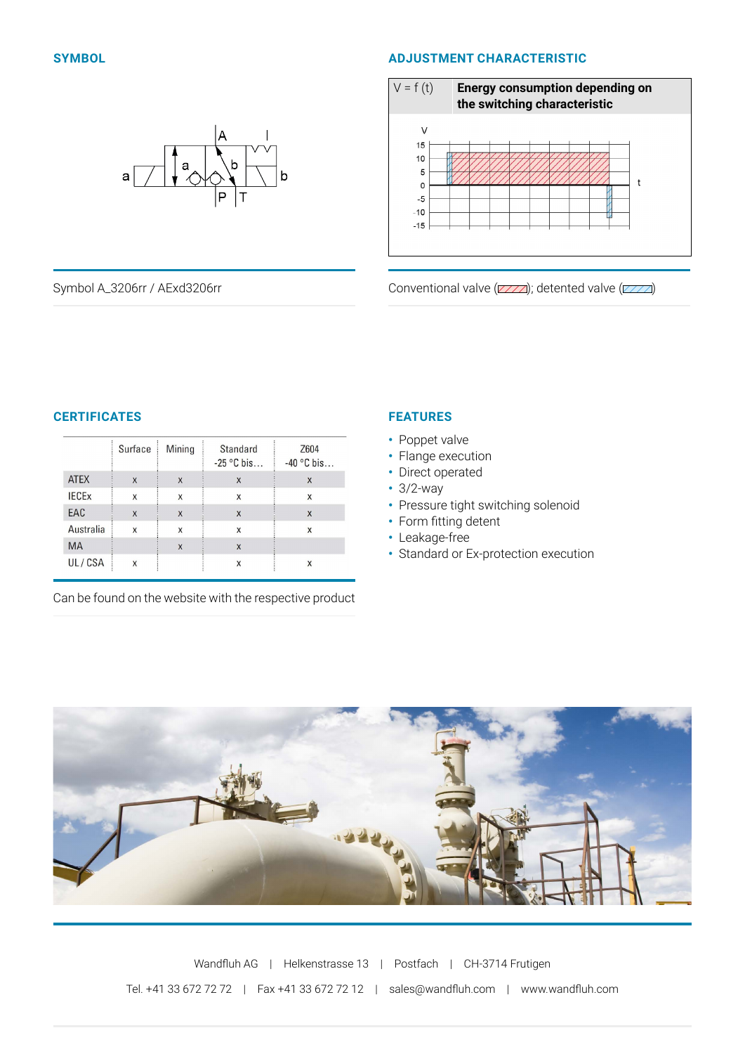## SYMBOL

a A a b b P T

Symbol A_3206rr / AExd3206rr

## ADJUSTMENT CHARACTERISTIC

V = f (t) **Energy consumption depending on the switching characteristic**

V
15
10
5
0
-5
-10
-15
t

Conventional valve ( ); detented valve ( )

## CERTIFICATES

| | Surface | Mining | Standard -25 °C bis... | Z604 -40 °C bis... |
|---|---|---|---|---|
| ATEX | x | x | x | x |
| IECEx | x | x | x | x |
| EAC | x | x | x | x |
| Australia | x | x | x | x |
| MA | | x | x | |
| UL / CSA | x | | x | x |

Can be found on the website with the respective product

## FEATURES

- Poppet valve
- Flange execution
- Direct operated
- 3/2-way
- Pressure tight switching solenoid
- Form fitting detent
- Leakage-free
- Standard or Ex-protection execution

Wandfluh AG | Helkenstrasse 13 | Postfach | CH-3714 Frutigen

Tel. +41 33 672 72 72 | Fax +41 33 672 72 12 | sales@wandfluh.com | www.wandfluh.com